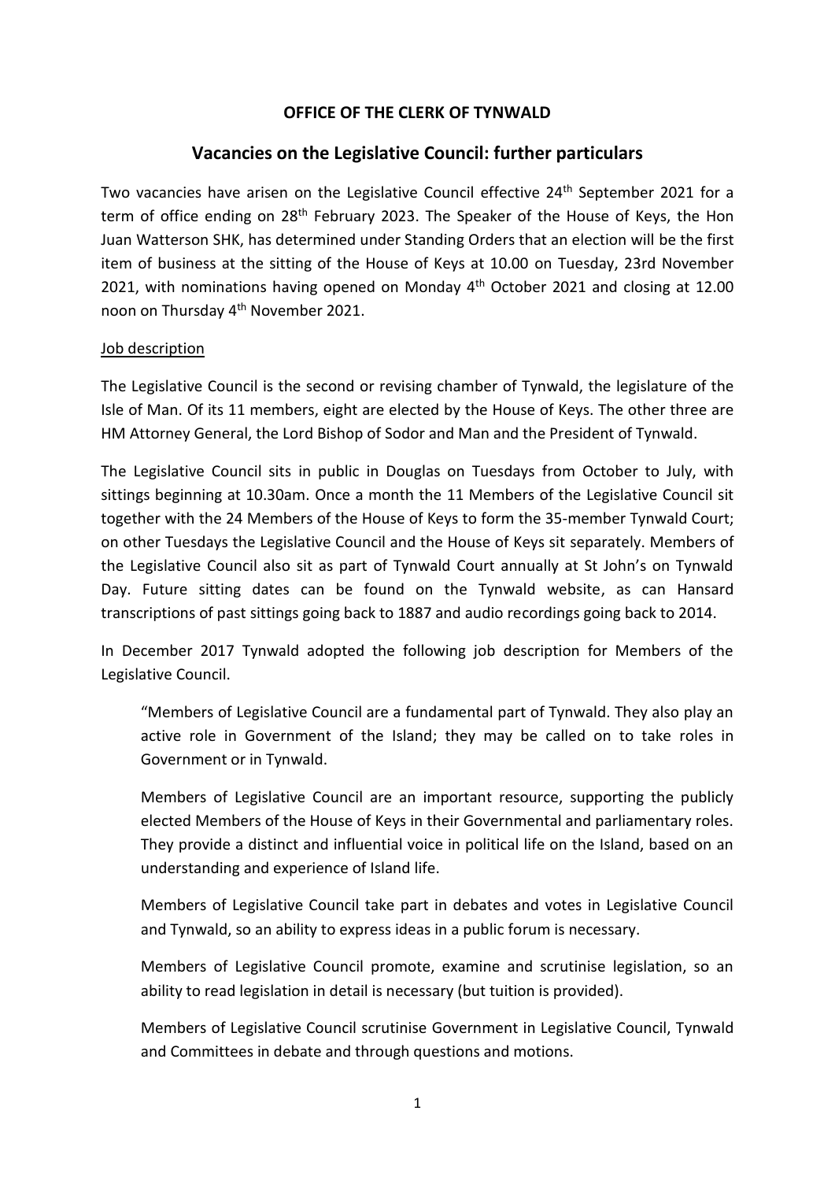**OFFICE OF THE CLERK OF TYNWALD**

# Vacancies on the Legislative Council: further particulars

Two vacancies have arisen on the Legislative Council effective 24th September 2021 for a term of office ending on 28th February 2023. The Speaker of the House of Keys, the Hon Juan Watterson SHK, has determined under Standing Orders that an election will be the first item of business at the sitting of the House of Keys at 10.00 on Tuesday, 23rd November 2021, with nominations having opened on Monday 4th October 2021 and closing at 12.00 noon on Thursday 4th November 2021.

## Job description

The Legislative Council is the second or revising chamber of Tynwald, the legislature of the Isle of Man. Of its 11 members, eight are elected by the House of Keys. The other three are HM Attorney General, the Lord Bishop of Sodor and Man and the President of Tynwald.

The Legislative Council sits in public in Douglas on Tuesdays from October to July, with sittings beginning at 10.30am. Once a month the 11 Members of the Legislative Council sit together with the 24 Members of the House of Keys to form the 35-member Tynwald Court; on other Tuesdays the Legislative Council and the House of Keys sit separately. Members of the Legislative Council also sit as part of Tynwald Court annually at St John's on Tynwald Day. Future sitting dates can be found on the Tynwald website, as can Hansard transcriptions of past sittings going back to 1887 and audio recordings going back to 2014.

In December 2017 Tynwald adopted the following job description for Members of the Legislative Council.

> "Members of Legislative Council are a fundamental part of Tynwald. They also play an active role in Government of the Island; they may be called on to take roles in Government or in Tynwald.
>
> Members of Legislative Council are an important resource, supporting the publicly elected Members of the House of Keys in their Governmental and parliamentary roles. They provide a distinct and influential voice in political life on the Island, based on an understanding and experience of Island life.
>
> Members of Legislative Council take part in debates and votes in Legislative Council and Tynwald, so an ability to express ideas in a public forum is necessary.
>
> Members of Legislative Council promote, examine and scrutinise legislation, so an ability to read legislation in detail is necessary (but tuition is provided).
>
> Members of Legislative Council scrutinise Government in Legislative Council, Tynwald and Committees in debate and through questions and motions.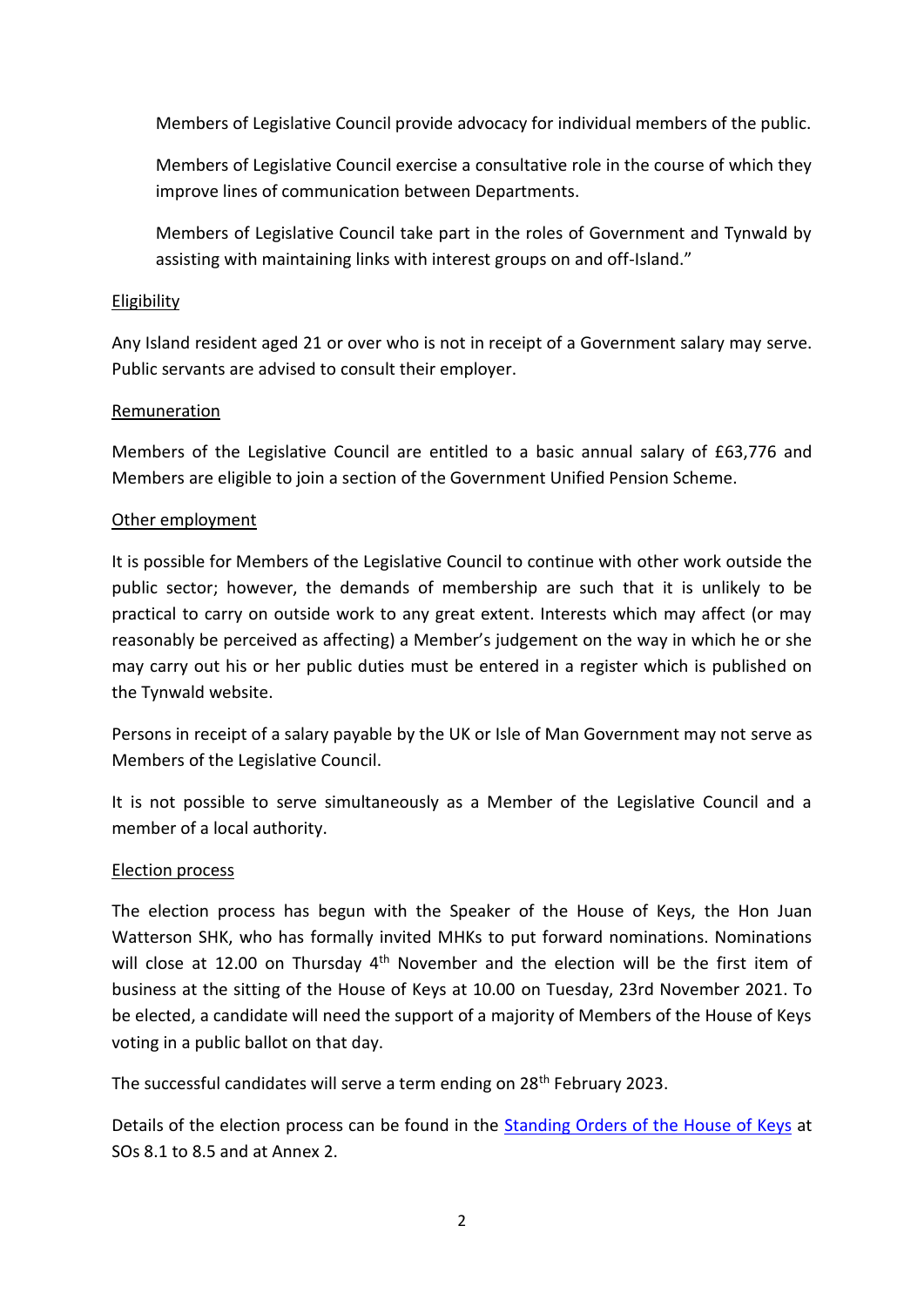Members of Legislative Council provide advocacy for individual members of the public.

Members of Legislative Council exercise a consultative role in the course of which they improve lines of communication between Departments.

Members of Legislative Council take part in the roles of Government and Tynwald by assisting with maintaining links with interest groups on and off-Island."

<u>Eligibility</u>

Any Island resident aged 21 or over who is not in receipt of a Government salary may serve. Public servants are advised to consult their employer.

<u>Remuneration</u>

Members of the Legislative Council are entitled to a basic annual salary of £63,776 and Members are eligible to join a section of the Government Unified Pension Scheme.

<u>Other employment</u>

It is possible for Members of the Legislative Council to continue with other work outside the public sector; however, the demands of membership are such that it is unlikely to be practical to carry on outside work to any great extent. Interests which may affect (or may reasonably be perceived as affecting) a Member's judgement on the way in which he or she may carry out his or her public duties must be entered in a register which is published on the Tynwald website.

Persons in receipt of a salary payable by the UK or Isle of Man Government may not serve as Members of the Legislative Council.

It is not possible to serve simultaneously as a Member of the Legislative Council and a member of a local authority.

<u>Election process</u>

The election process has begun with the Speaker of the House of Keys, the Hon Juan Watterson SHK, who has formally invited MHKs to put forward nominations. Nominations will close at 12.00 on Thursday 4th November and the election will be the first item of business at the sitting of the House of Keys at 10.00 on Tuesday, 23rd November 2021. To be elected, a candidate will need the support of a majority of Members of the House of Keys voting in a public ballot on that day.

The successful candidates will serve a term ending on 28th February 2023.

Details of the election process can be found in the [Standing Orders of the House of Keys] at SOs 8.1 to 8.5 and at Annex 2.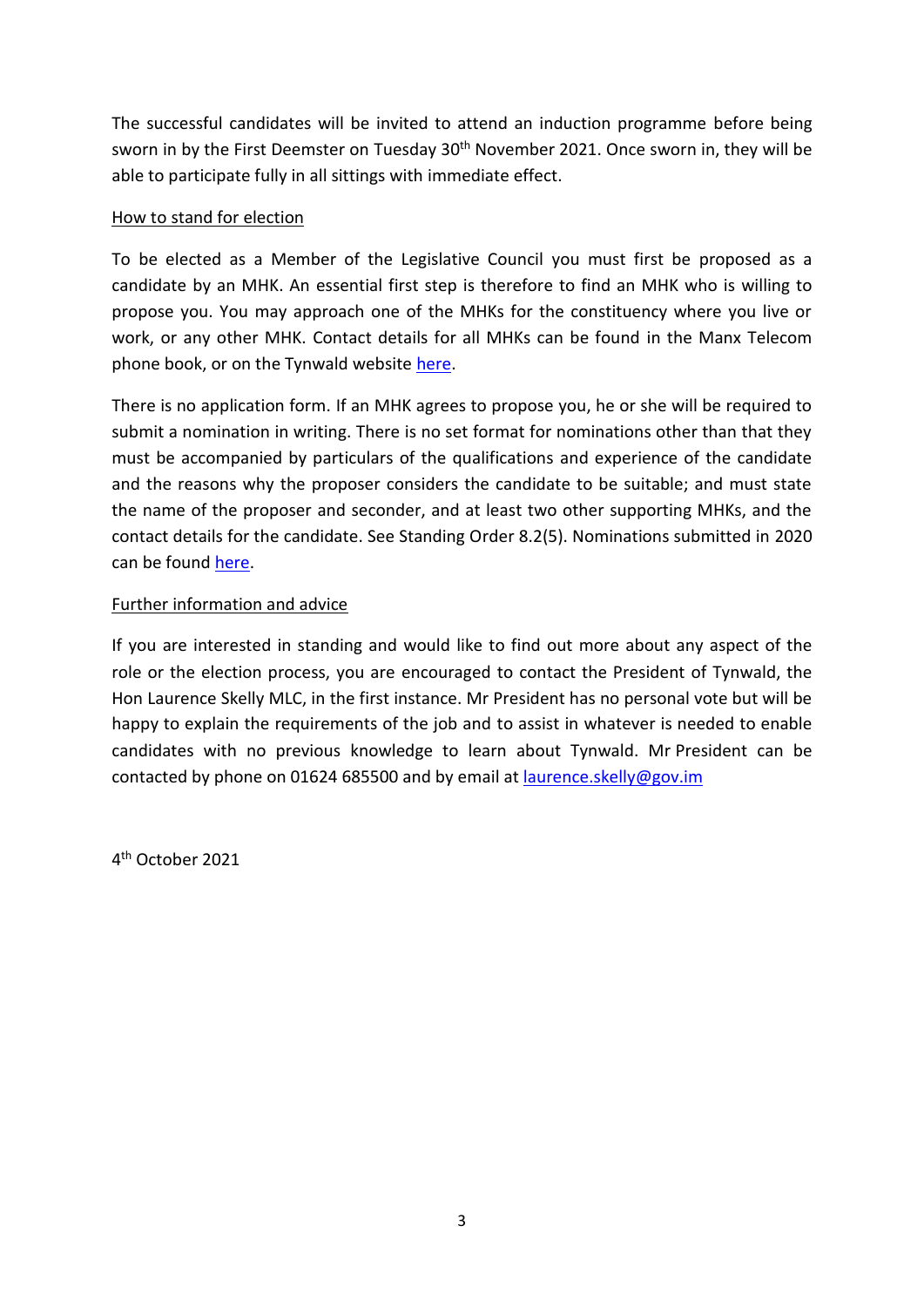The successful candidates will be invited to attend an induction programme before being sworn in by the First Deemster on Tuesday 30th November 2021. Once sworn in, they will be able to participate fully in all sittings with immediate effect.

## How to stand for election

To be elected as a Member of the Legislative Council you must first be proposed as a candidate by an MHK. An essential first step is therefore to find an MHK who is willing to propose you. You may approach one of the MHKs for the constituency where you live or work, or any other MHK. Contact details for all MHKs can be found in the Manx Telecom phone book, or on the Tynwald website here.

There is no application form. If an MHK agrees to propose you, he or she will be required to submit a nomination in writing. There is no set format for nominations other than that they must be accompanied by particulars of the qualifications and experience of the candidate and the reasons why the proposer considers the candidate to be suitable; and must state the name of the proposer and seconder, and at least two other supporting MHKs, and the contact details for the candidate. See Standing Order 8.2(5). Nominations submitted in 2020 can be found here.

## Further information and advice

If you are interested in standing and would like to find out more about any aspect of the role or the election process, you are encouraged to contact the President of Tynwald, the Hon Laurence Skelly MLC, in the first instance. Mr President has no personal vote but will be happy to explain the requirements of the job and to assist in whatever is needed to enable candidates with no previous knowledge to learn about Tynwald. Mr President can be contacted by phone on 01624 685500 and by email at laurence.skelly@gov.im

4th October 2021